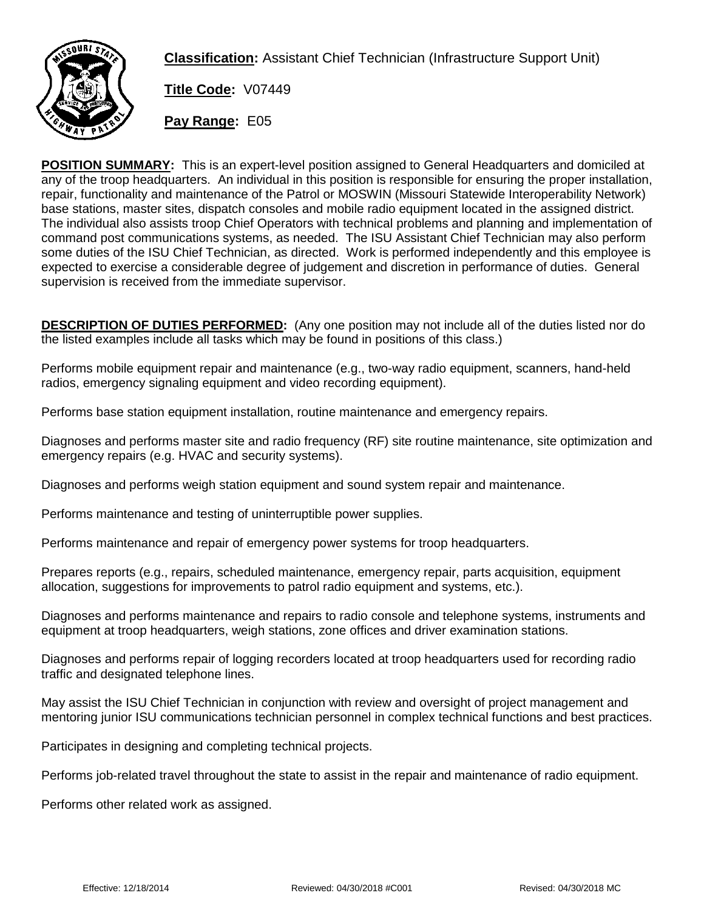**Classification:** Assistant Chief Technician (Infrastructure Support Unit)

**Title Code:** V07449

**Pay Range:** E05

**POSITION SUMMARY:** This is an expert-level position assigned to General Headquarters and domiciled at any of the troop headquarters. An individual in this position is responsible for ensuring the proper installation, repair, functionality and maintenance of the Patrol or MOSWIN (Missouri Statewide Interoperability Network) base stations, master sites, dispatch consoles and mobile radio equipment located in the assigned district. The individual also assists troop Chief Operators with technical problems and planning and implementation of command post communications systems, as needed. The ISU Assistant Chief Technician may also perform some duties of the ISU Chief Technician, as directed. Work is performed independently and this employee is expected to exercise a considerable degree of judgement and discretion in performance of duties. General supervision is received from the immediate supervisor.

**DESCRIPTION OF DUTIES PERFORMED:** (Any one position may not include all of the duties listed nor do the listed examples include all tasks which may be found in positions of this class.)

Performs mobile equipment repair and maintenance (e.g., two-way radio equipment, scanners, hand-held radios, emergency signaling equipment and video recording equipment).

Performs base station equipment installation, routine maintenance and emergency repairs.

Diagnoses and performs master site and radio frequency (RF) site routine maintenance, site optimization and emergency repairs (e.g. HVAC and security systems).

Diagnoses and performs weigh station equipment and sound system repair and maintenance.

Performs maintenance and testing of uninterruptible power supplies.

Performs maintenance and repair of emergency power systems for troop headquarters.

Prepares reports (e.g., repairs, scheduled maintenance, emergency repair, parts acquisition, equipment allocation, suggestions for improvements to patrol radio equipment and systems, etc.).

Diagnoses and performs maintenance and repairs to radio console and telephone systems, instruments and equipment at troop headquarters, weigh stations, zone offices and driver examination stations.

Diagnoses and performs repair of logging recorders located at troop headquarters used for recording radio traffic and designated telephone lines.

May assist the ISU Chief Technician in conjunction with review and oversight of project management and mentoring junior ISU communications technician personnel in complex technical functions and best practices.

Participates in designing and completing technical projects.

Performs job-related travel throughout the state to assist in the repair and maintenance of radio equipment.

Performs other related work as assigned.

Effective: 12/18/2014 Reviewed: 04/30/2018 #C001 Revised: 04/30/2018 MC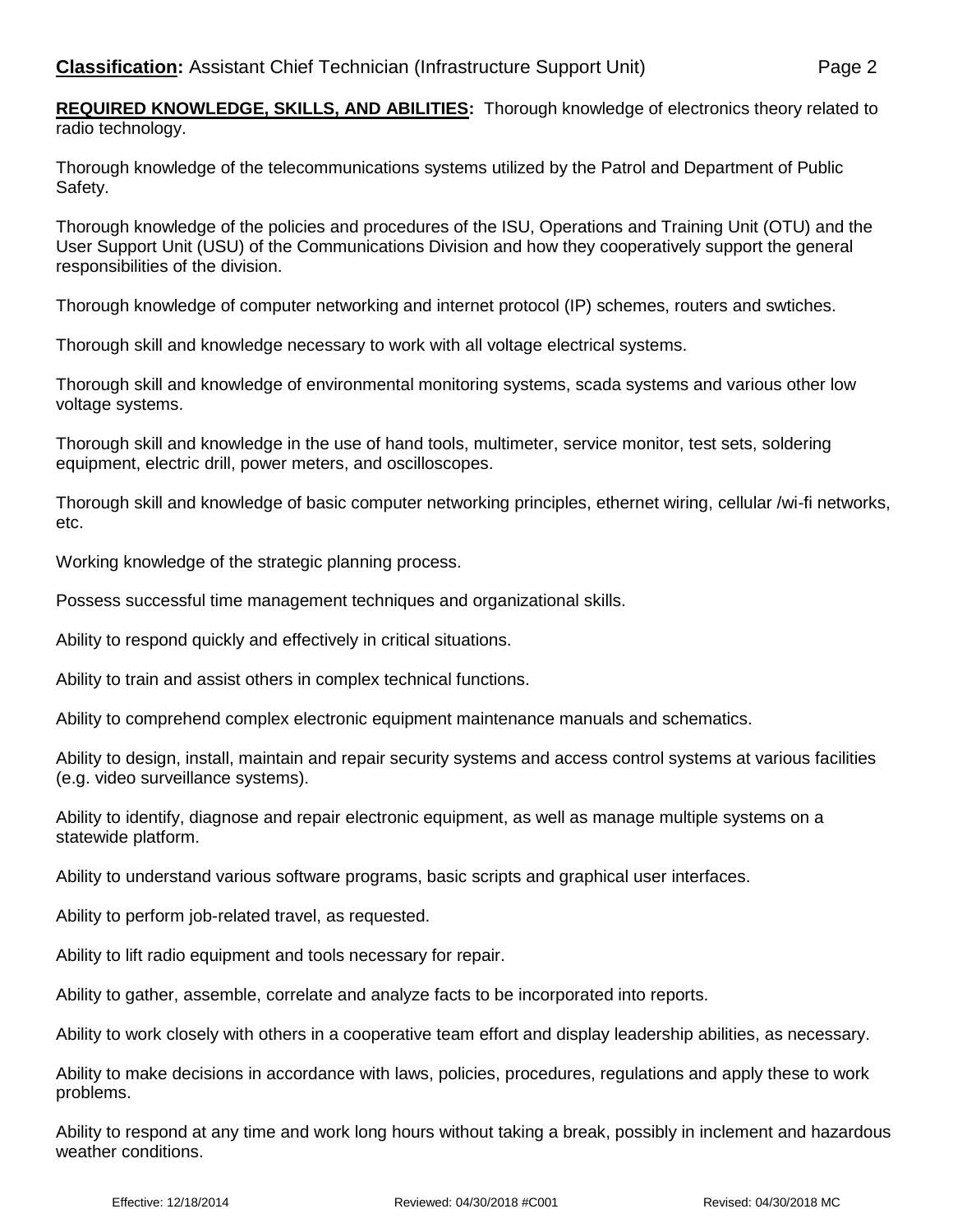**Classification:** Assistant Chief Technician (Infrastructure Support Unit)

**REQUIRED KNOWLEDGE, SKILLS, AND ABILITIES:** Thorough knowledge of electronics theory related to radio technology.

Thorough knowledge of the telecommunications systems utilized by the Patrol and Department of Public Safety.

Thorough knowledge of the policies and procedures of the ISU, Operations and Training Unit (OTU) and the User Support Unit (USU) of the Communications Division and how they cooperatively support the general responsibilities of the division.

Thorough knowledge of computer networking and internet protocol (IP) schemes, routers and swtiches.

Thorough skill and knowledge necessary to work with all voltage electrical systems.

Thorough skill and knowledge of environmental monitoring systems, scada systems and various other low voltage systems.

Thorough skill and knowledge in the use of hand tools, multimeter, service monitor, test sets, soldering equipment, electric drill, power meters, and oscilloscopes.

Thorough skill and knowledge of basic computer networking principles, ethernet wiring, cellular /wi-fi networks, etc.

Working knowledge of the strategic planning process.

Possess successful time management techniques and organizational skills.

Ability to respond quickly and effectively in critical situations.

Ability to train and assist others in complex technical functions.

Ability to comprehend complex electronic equipment maintenance manuals and schematics.

Ability to design, install, maintain and repair security systems and access control systems at various facilities (e.g. video surveillance systems).

Ability to identify, diagnose and repair electronic equipment, as well as manage multiple systems on a statewide platform.

Ability to understand various software programs, basic scripts and graphical user interfaces.

Ability to perform job-related travel, as requested.

Ability to lift radio equipment and tools necessary for repair.

Ability to gather, assemble, correlate and analyze facts to be incorporated into reports.

Ability to work closely with others in a cooperative team effort and display leadership abilities, as necessary.

Ability to make decisions in accordance with laws, policies, procedures, regulations and apply these to work problems.

Ability to respond at any time and work long hours without taking a break, possibly in inclement and hazardous weather conditions.

Effective: 12/18/2014 Reviewed: 04/30/2018 #C001 Revised: 04/30/2018 MC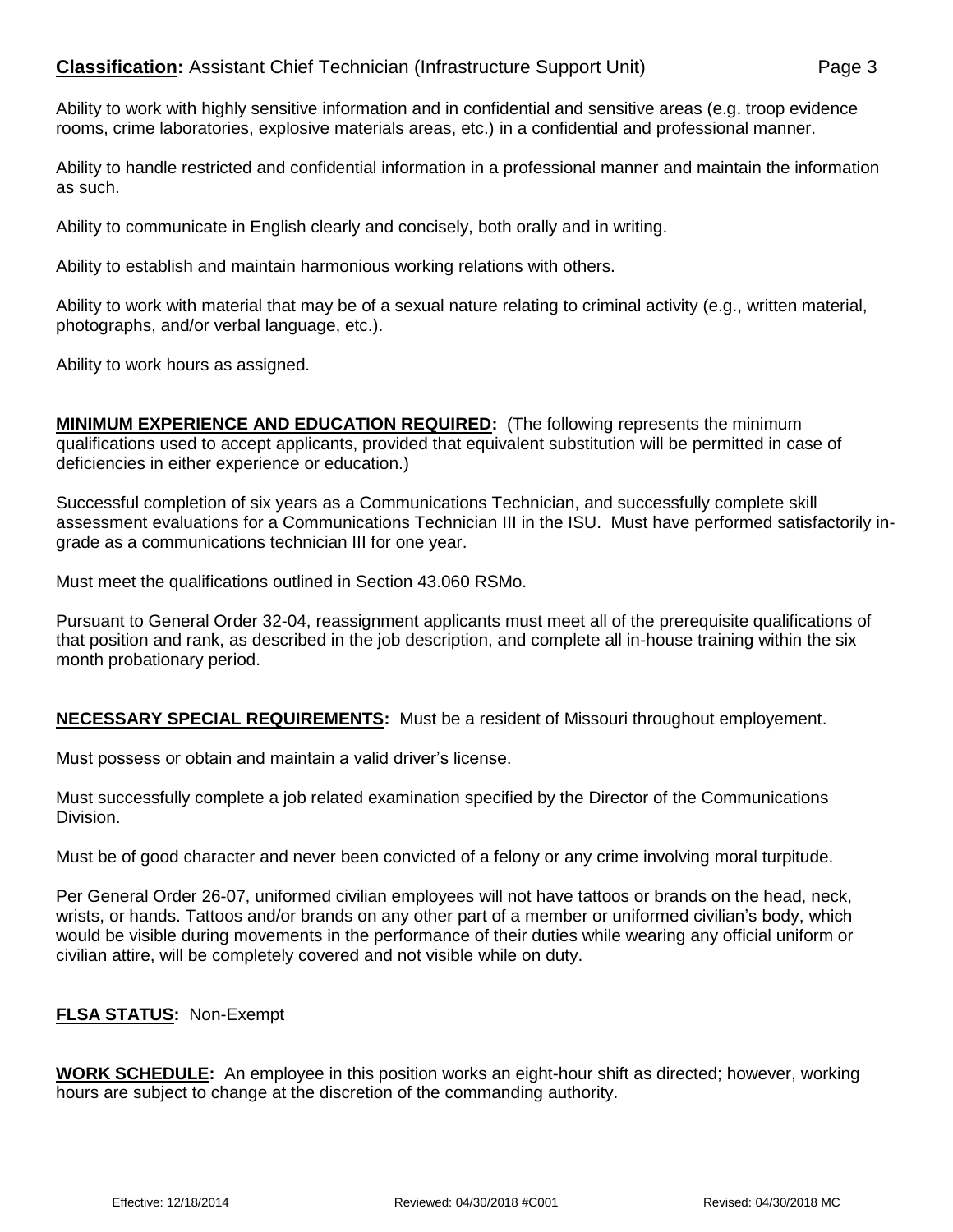Ability to work with highly sensitive information and in confidential and sensitive areas (e.g. troop evidence rooms, crime laboratories, explosive materials areas, etc.) in a confidential and professional manner.

Ability to handle restricted and confidential information in a professional manner and maintain the information as such.

Ability to communicate in English clearly and concisely, both orally and in writing.

Ability to establish and maintain harmonious working relations with others.

Ability to work with material that may be of a sexual nature relating to criminal activity (e.g., written material, photographs, and/or verbal language, etc.).

Ability to work hours as assigned.

**MINIMUM EXPERIENCE AND EDUCATION REQUIRED:** (The following represents the minimum qualifications used to accept applicants, provided that equivalent substitution will be permitted in case of deficiencies in either experience or education.)

Successful completion of six years as a Communications Technician, and successfully complete skill assessment evaluations for a Communications Technician III in the ISU. Must have performed satisfactorily in-grade as a communications technician III for one year.

Must meet the qualifications outlined in Section 43.060 RSMo.

Pursuant to General Order 32-04, reassignment applicants must meet all of the prerequisite qualifications of that position and rank, as described in the job description, and complete all in-house training within the six month probationary period.

**NECESSARY SPECIAL REQUIREMENTS:** Must be a resident of Missouri throughout employement.

Must possess or obtain and maintain a valid driver's license.

Must successfully complete a job related examination specified by the Director of the Communications Division.

Must be of good character and never been convicted of a felony or any crime involving moral turpitude.

Per General Order 26-07, uniformed civilian employees will not have tattoos or brands on the head, neck, wrists, or hands. Tattoos and/or brands on any other part of a member or uniformed civilian's body, which would be visible during movements in the performance of their duties while wearing any official uniform or civilian attire, will be completely covered and not visible while on duty.

**FLSA STATUS:** Non-Exempt

**WORK SCHEDULE:** An employee in this position works an eight-hour shift as directed; however, working hours are subject to change at the discretion of the commanding authority.

Effective: 12/18/2014 Reviewed: 04/30/2018 #C001 Revised: 04/30/2018 MC